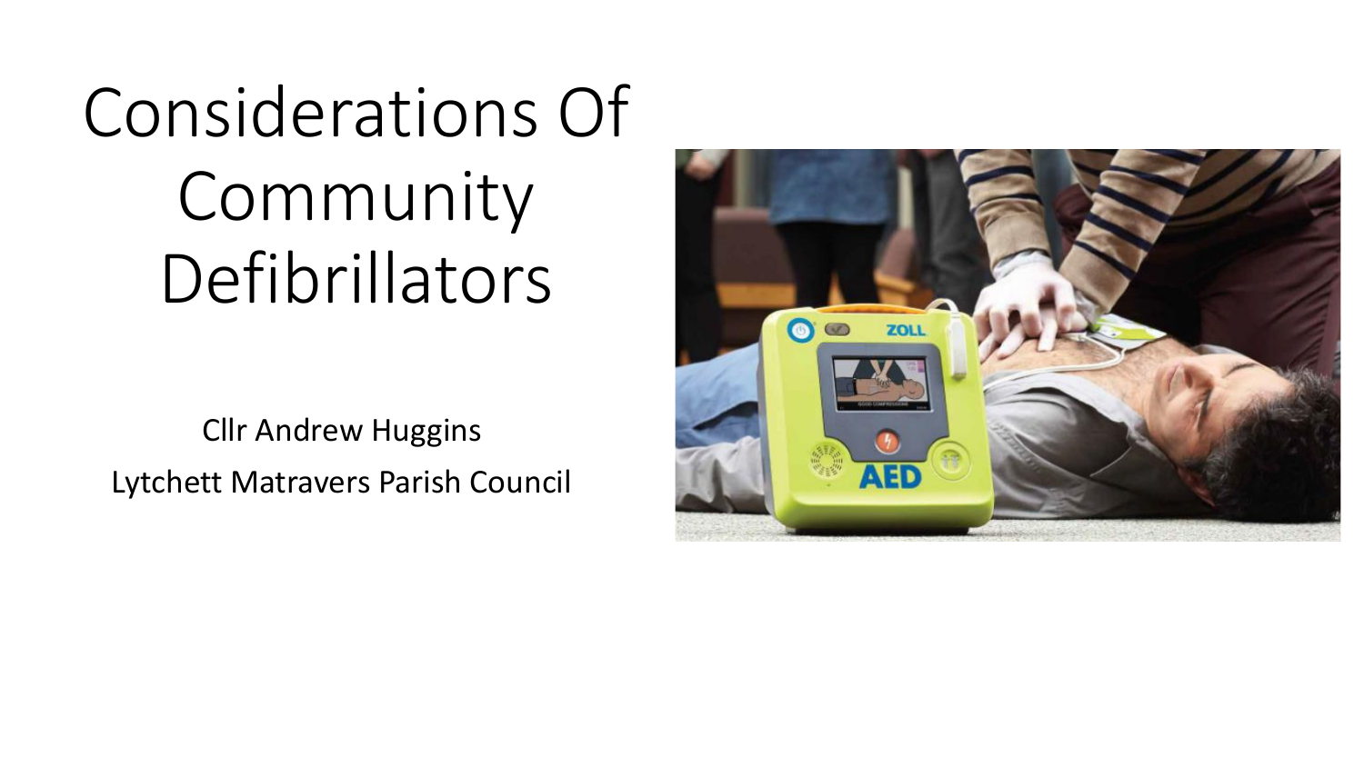# Considerations Of Community Defibrillators

Cllr Andrew Huggins

Lytchett Matravers Parish Council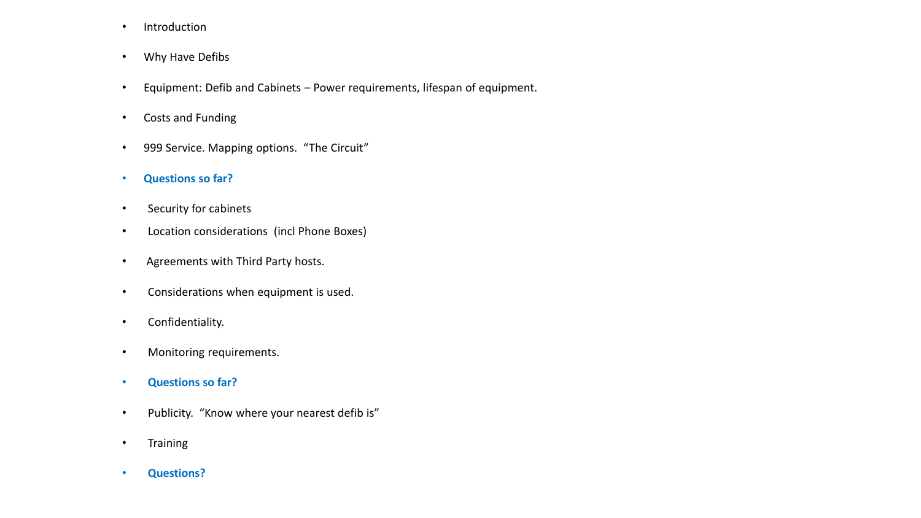- Introduction
- Why Have Defibs
- Equipment: Defib and Cabinets – Power requirements, lifespan of equipment.
- Costs and Funding
- 999 Service. Mapping options. "The Circuit"
- **Questions so far?**
- Security for cabinets
- Location considerations (incl Phone Boxes)
- Agreements with Third Party hosts.
- Considerations when equipment is used.
- Confidentiality.
- Monitoring requirements.
- **Questions so far?**
- Publicity. "Know where your nearest defib is"
- Training
- **Questions?**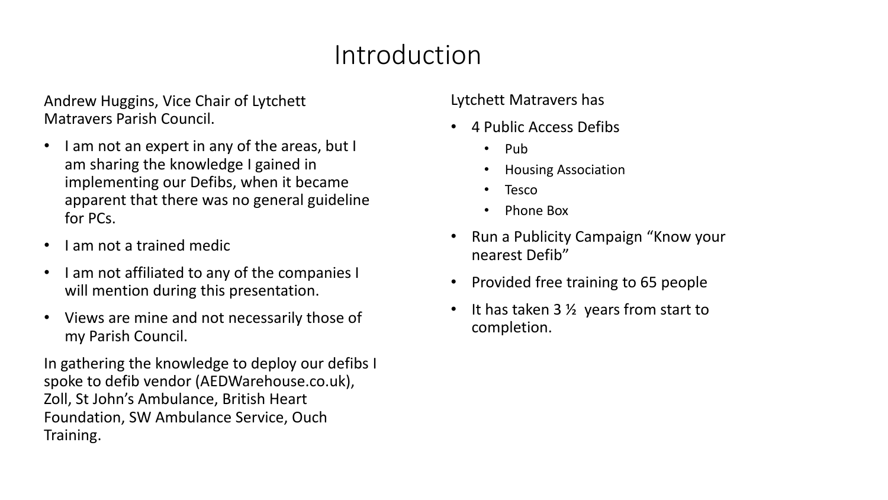# Introduction

Andrew Huggins, Vice Chair of Lytchett Matravers Parish Council.

- I am not an expert in any of the areas, but I am sharing the knowledge I gained in implementing our Defibs, when it became apparent that there was no general guideline for PCs.
- I am not a trained medic
- I am not affiliated to any of the companies I will mention during this presentation.
- Views are mine and not necessarily those of my Parish Council.

In gathering the knowledge to deploy our defibs I spoke to defib vendor (AEDWarehouse.co.uk), Zoll, St John's Ambulance, British Heart Foundation, SW Ambulance Service, Ouch Training.

Lytchett Matravers has

- 4 Public Access Defibs
  - Pub
  - Housing Association
  - Tesco
  - Phone Box
- Run a Publicity Campaign "Know your nearest Defib"
- Provided free training to 65 people
- It has taken 3 ½ years from start to completion.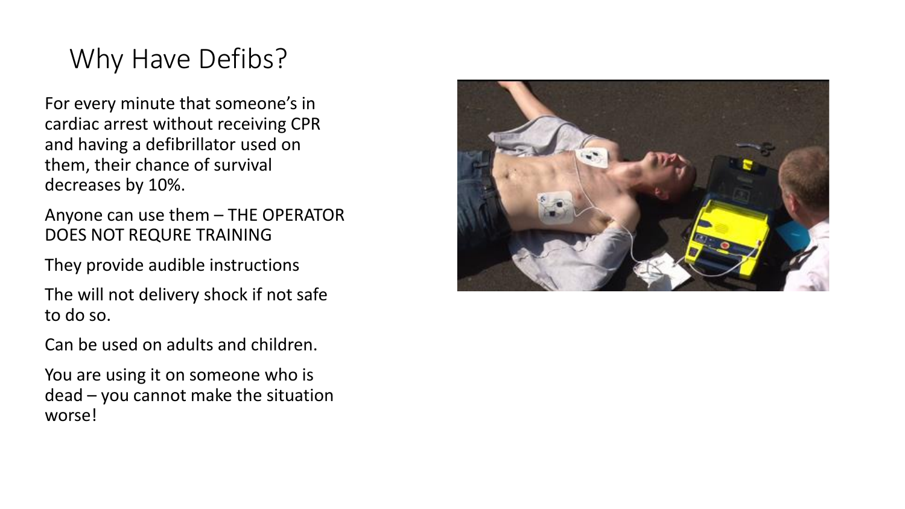# Why Have Defibs?

For every minute that someone's in cardiac arrest without receiving CPR and having a defibrillator used on them, their chance of survival decreases by 10%.

Anyone can use them – THE OPERATOR DOES NOT REQURE TRAINING

They provide audible instructions

The will not delivery shock if not safe to do so.

Can be used on adults and children.

You are using it on someone who is dead – you cannot make the situation worse!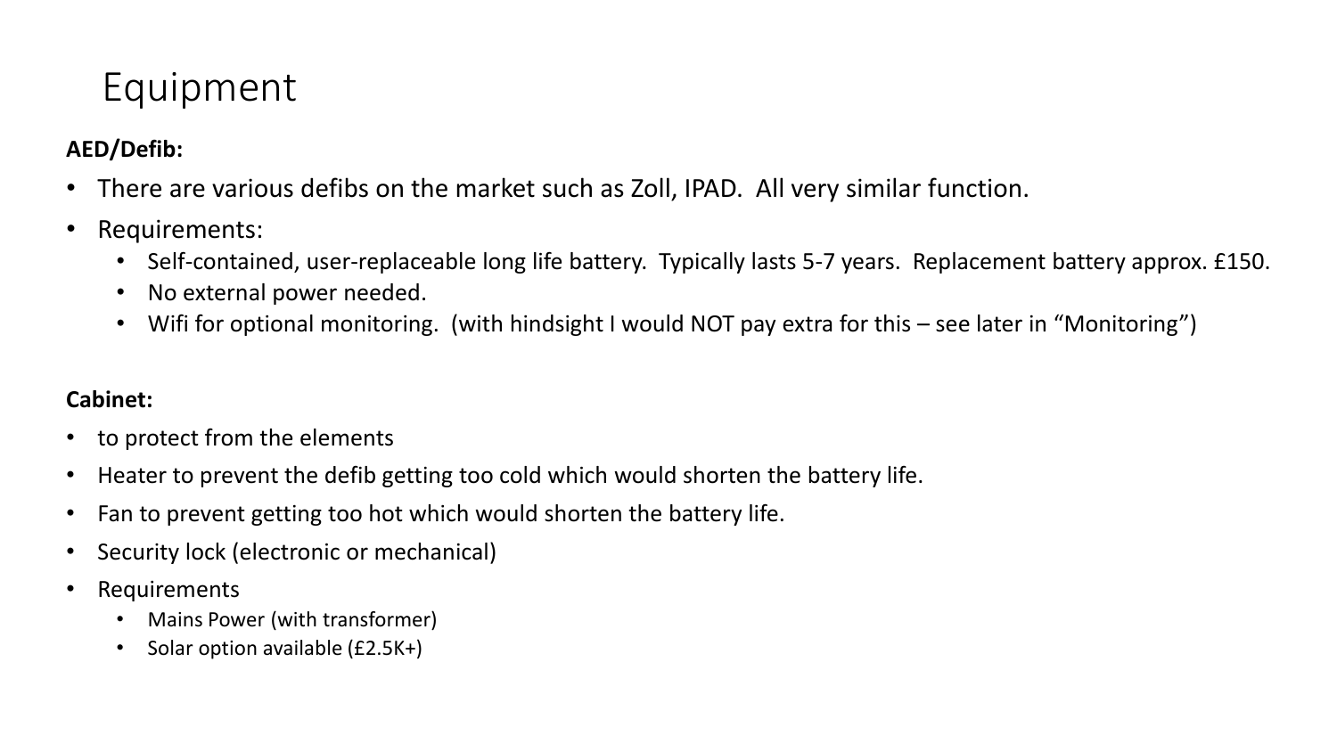# Equipment

**AED/Defib:**

- There are various defibs on the market such as Zoll, IPAD.  All very similar function.
- Requirements:
  - Self-contained, user-replaceable long life battery.  Typically lasts 5-7 years.  Replacement battery approx. £150.
  - No external power needed.
  - Wifi for optional monitoring.  (with hindsight I would NOT pay extra for this – see later in "Monitoring")

**Cabinet:**

- to protect from the elements
- Heater to prevent the defib getting too cold which would shorten the battery life.
- Fan to prevent getting too hot which would shorten the battery life.
- Security lock (electronic or mechanical)
- Requirements
  - Mains Power (with transformer)
  - Solar option available (£2.5K+)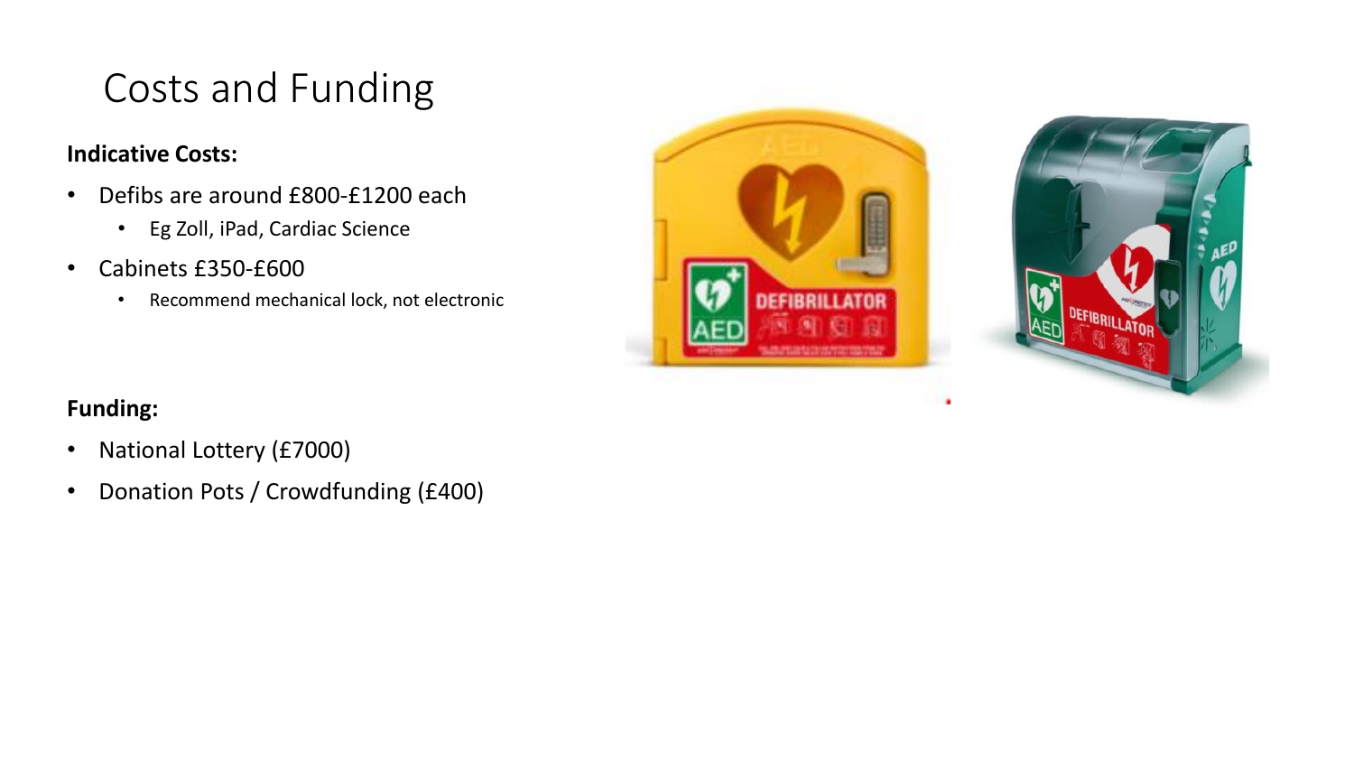# Costs and Funding

**Indicative Costs:**

- Defibs are around £800-£1200 each
  - Eg Zoll, iPad, Cardiac Science
- Cabinets £350-£600
  - Recommend mechanical lock, not electronic

**Funding:**

- National Lottery (£7000)
- Donation Pots / Crowdfunding (£400)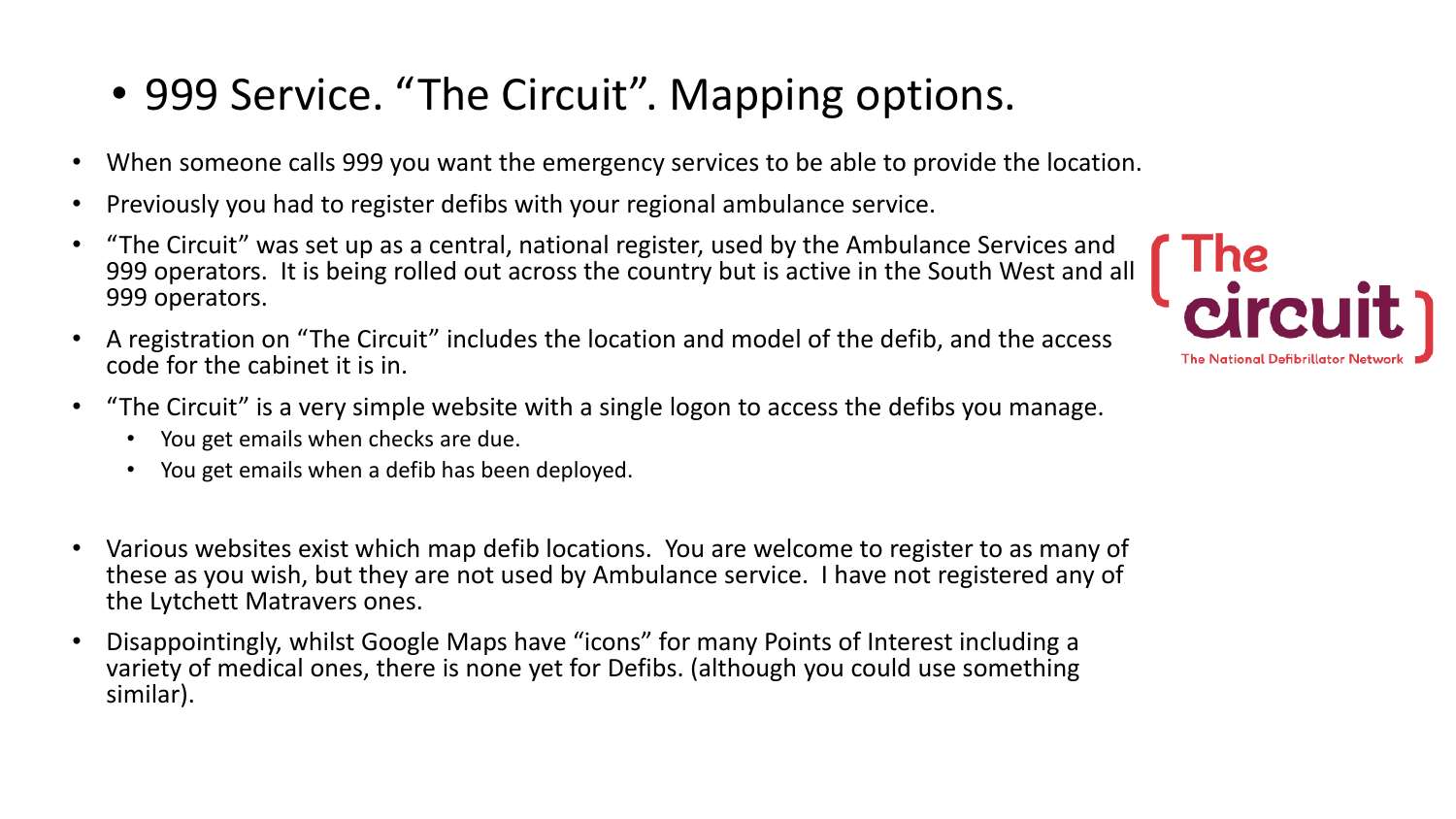# 999 Service. "The Circuit". Mapping options.

- When someone calls 999 you want the emergency services to be able to provide the location.
- Previously you had to register defibs with your regional ambulance service.
- "The Circuit" was set up as a central, national register, used by the Ambulance Services and 999 operators. It is being rolled out across the country but is active in the South West and all 999 operators.
- A registration on "The Circuit" includes the location and model of the defib, and the access code for the cabinet it is in.
- "The Circuit" is a very simple website with a single logon to access the defibs you manage.
  - You get emails when checks are due.
  - You get emails when a defib has been deployed.

- Various websites exist which map defib locations. You are welcome to register to as many of these as you wish, but they are not used by Ambulance service. I have not registered any of the Lytchett Matravers ones.
- Disappointingly, whilst Google Maps have "icons" for many Points of Interest including a variety of medical ones, there is none yet for Defibs. (although you could use something similar).

The Circuit

The National Defibrillator Network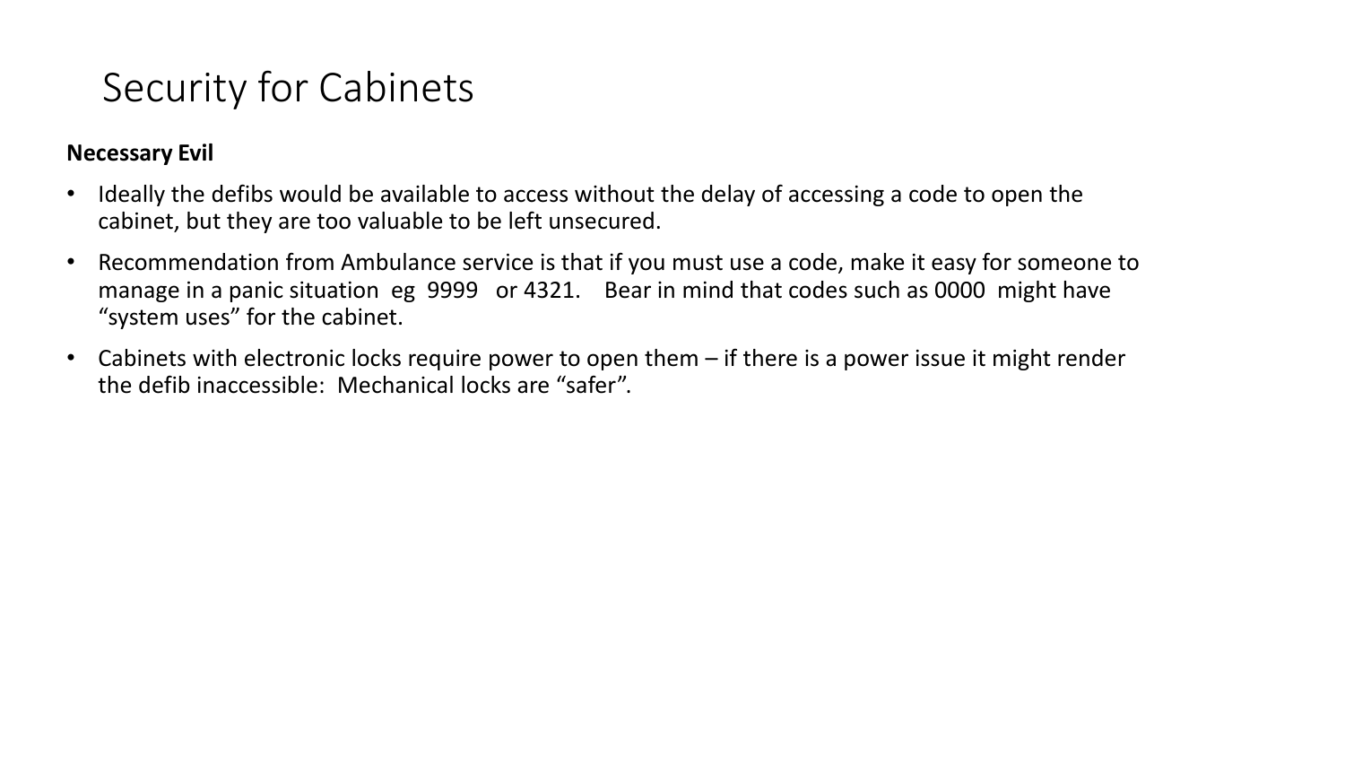# Security for Cabinets

**Necessary Evil**

- Ideally the defibs would be available to access without the delay of accessing a code to open the cabinet, but they are too valuable to be left unsecured.
- Recommendation from Ambulance service is that if you must use a code, make it easy for someone to manage in a panic situation eg 9999 or 4321. Bear in mind that codes such as 0000 might have "system uses" for the cabinet.
- Cabinets with electronic locks require power to open them – if there is a power issue it might render the defib inaccessible: Mechanical locks are "safer".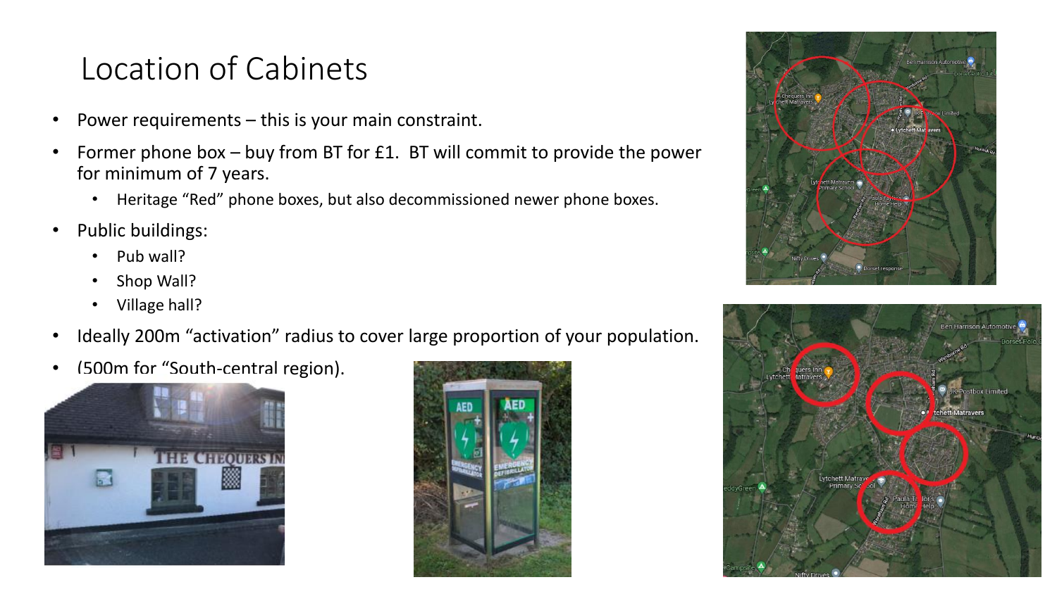# Location of Cabinets

- Power requirements – this is your main constraint.
- Former phone box – buy from BT for £1. BT will commit to provide the power for minimum of 7 years.
  - Heritage "Red" phone boxes, but also decommissioned newer phone boxes.
- Public buildings:
  - Pub wall?
  - Shop Wall?
  - Village hall?
- Ideally 200m "activation" radius to cover large proportion of your population.
- (500m for "South-central region).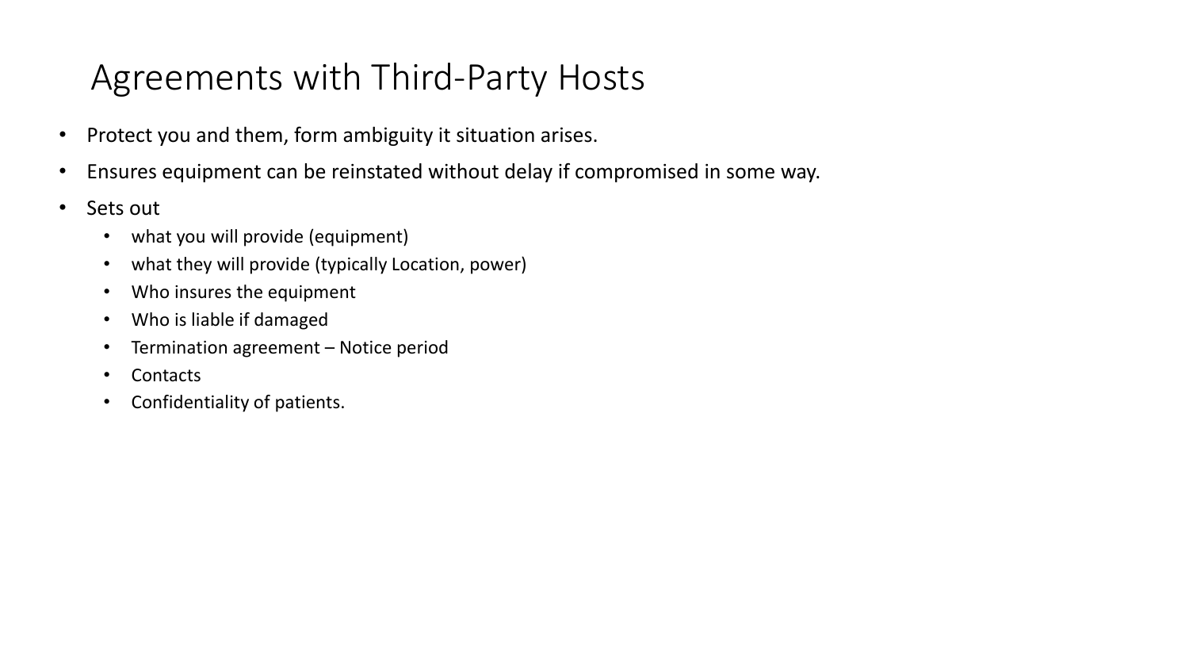# Agreements with Third-Party Hosts

- Protect you and them, form ambiguity it situation arises.
- Ensures equipment can be reinstated without delay if compromised in some way.
- Sets out
  - what you will provide (equipment)
  - what they will provide (typically Location, power)
  - Who insures the equipment
  - Who is liable if damaged
  - Termination agreement – Notice period
  - Contacts
  - Confidentiality of patients.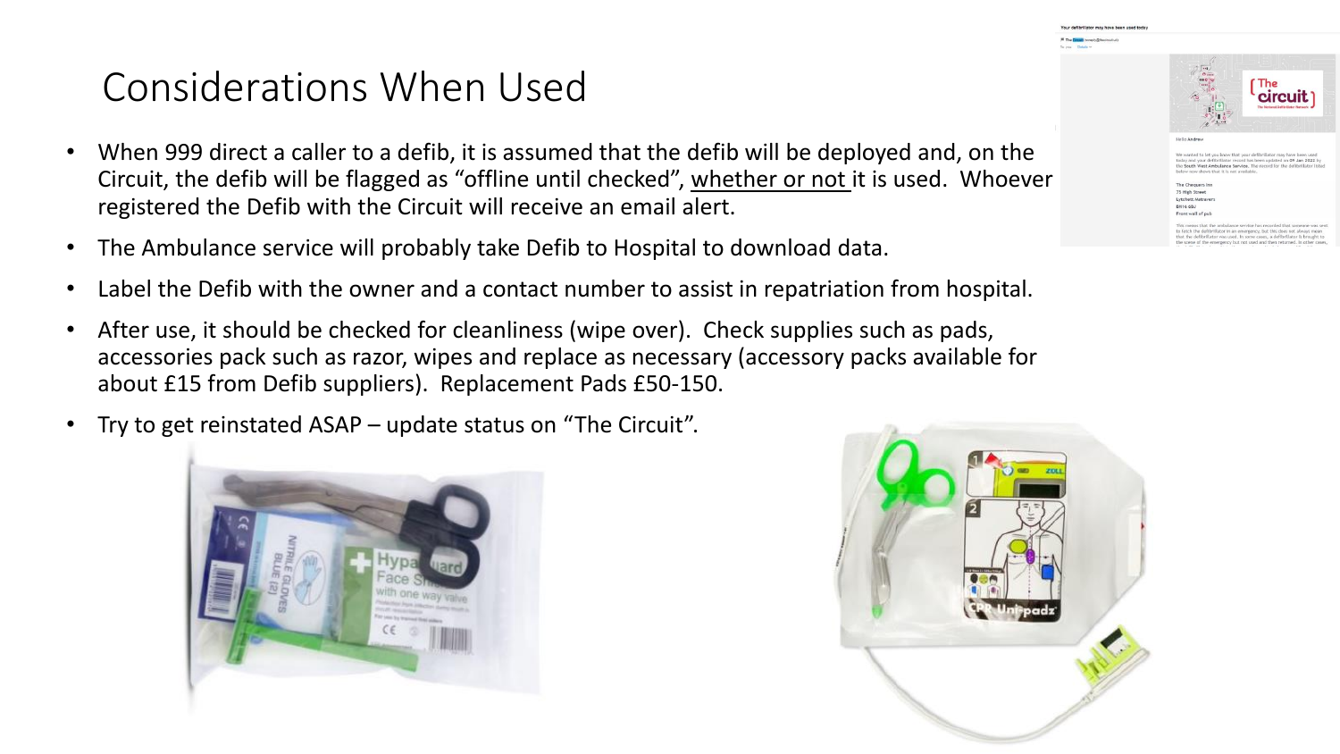# Considerations When Used

- When 999 direct a caller to a defib, it is assumed that the defib will be deployed and, on the Circuit, the defib will be flagged as "offline until checked", whether or not it is used. Whoever registered the Defib with the Circuit will receive an email alert.
- The Ambulance service will probably take Defib to Hospital to download data.
- Label the Defib with the owner and a contact number to assist in repatriation from hospital.
- After use, it should be checked for cleanliness (wipe over). Check supplies such as pads, accessories pack such as razor, wipes and replace as necessary (accessory packs available for about £15 from Defib suppliers). Replacement Pads £50-150.
- Try to get reinstated ASAP – update status on "The Circuit".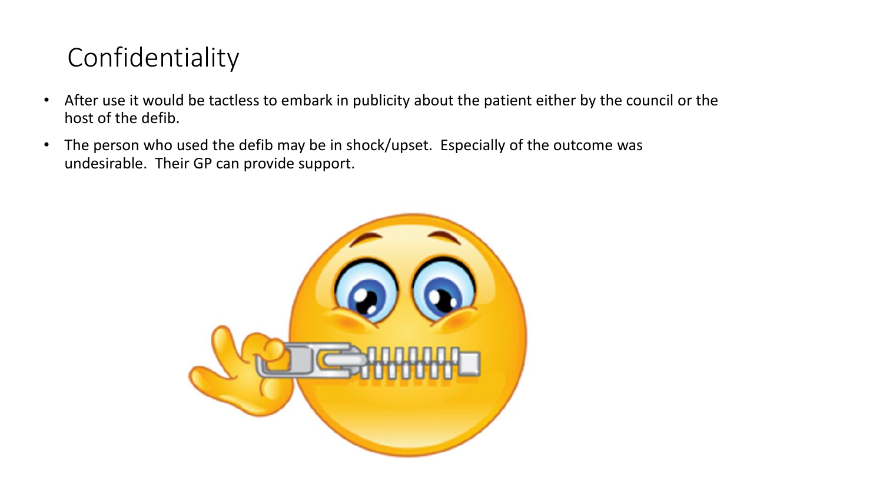# Confidentiality

- After use it would be tactless to embark in publicity about the patient either by the council or the host of the defib.
- The person who used the defib may be in shock/upset. Especially of the outcome was undesirable. Their GP can provide support.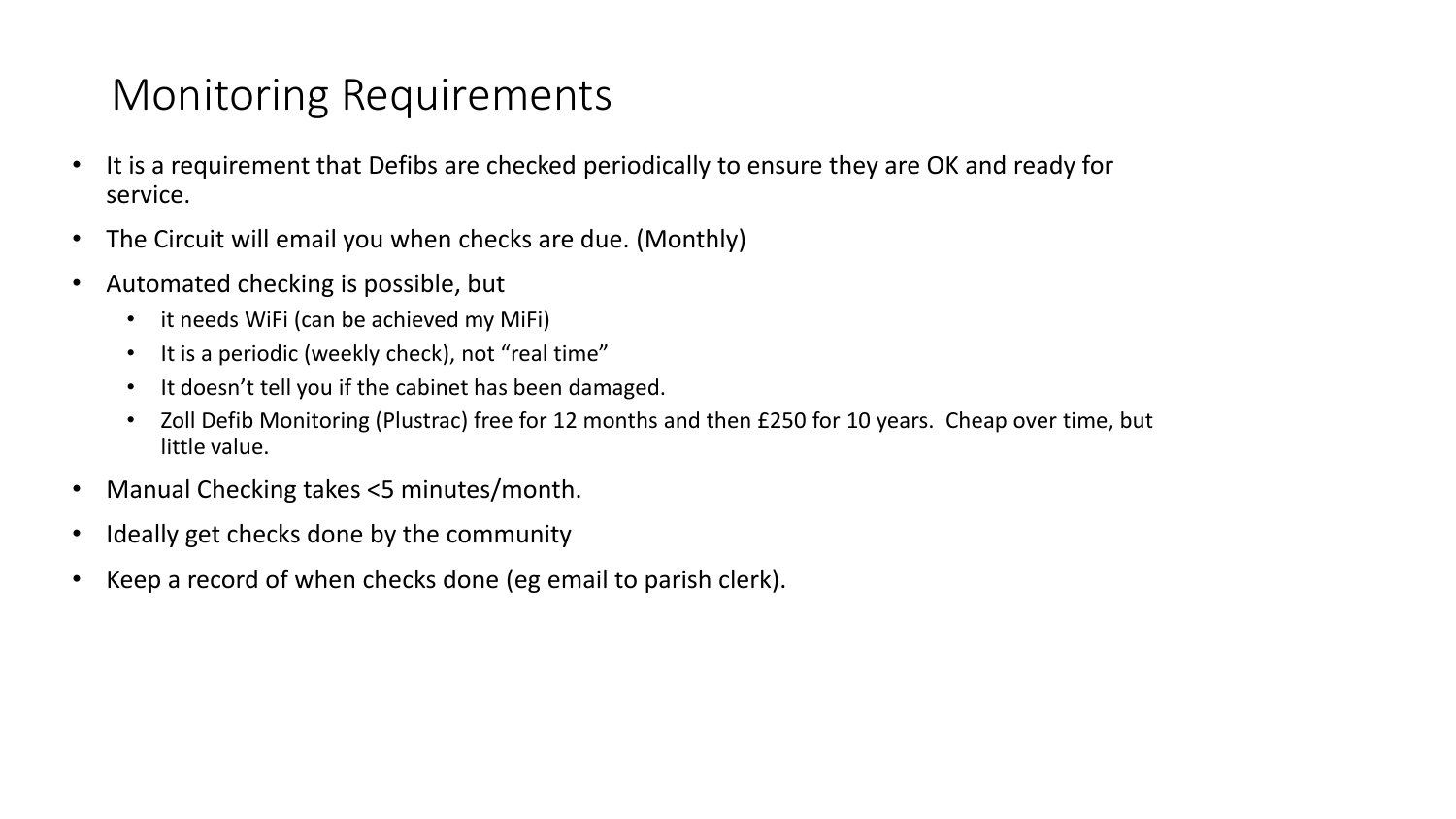# Monitoring Requirements

- It is a requirement that Defibs are checked periodically to ensure they are OK and ready for service.
- The Circuit will email you when checks are due. (Monthly)
- Automated checking is possible, but
  - it needs WiFi (can be achieved my MiFi)
  - It is a periodic (weekly check), not "real time"
  - It doesn't tell you if the cabinet has been damaged.
  - Zoll Defib Monitoring (Plustrac) free for 12 months and then £250 for 10 years. Cheap over time, but little value.
- Manual Checking takes <5 minutes/month.
- Ideally get checks done by the community
- Keep a record of when checks done (eg email to parish clerk).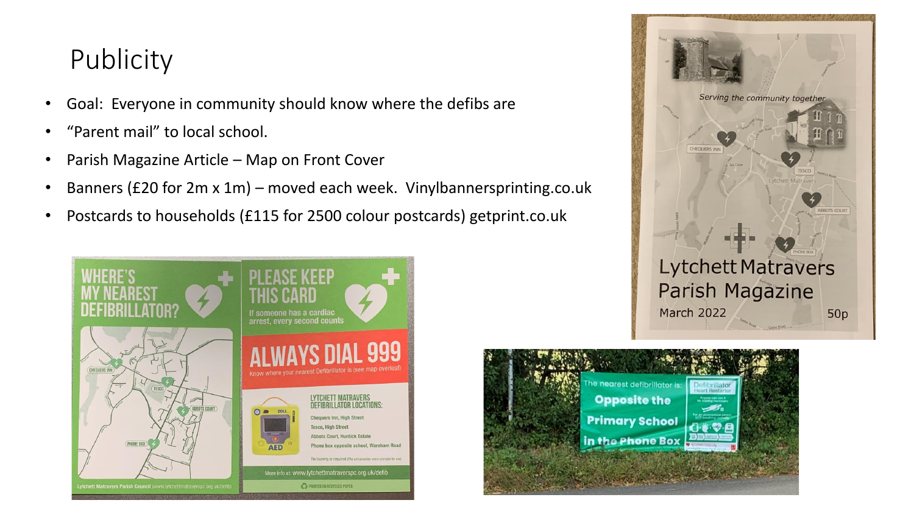# Publicity

- Goal: Everyone in community should know where the defibs are
- "Parent mail" to local school.
- Parish Magazine Article – Map on Front Cover
- Banners (£20 for 2m x 1m) – moved each week. Vinylbannersprinting.co.uk
- Postcards to households (£115 for 2500 colour postcards) getprint.co.uk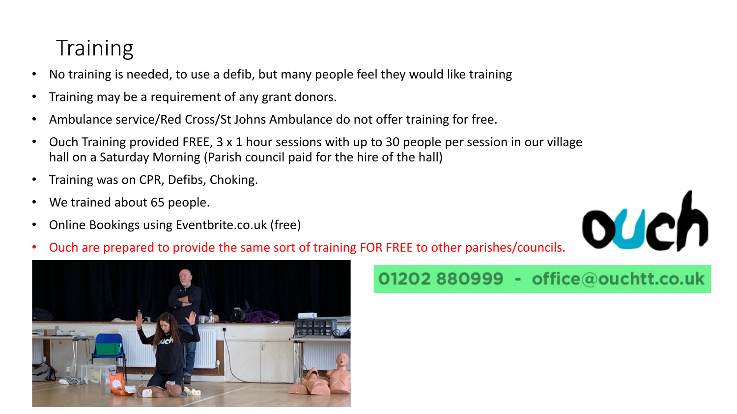# Training

- No training is needed, to use a defib, but many people feel they would like training
- Training may be a requirement of any grant donors.
- Ambulance service/Red Cross/St Johns Ambulance do not offer training for free.
- Ouch Training provided FREE, 3 x 1 hour sessions with up to 30 people per session in our village hall on a Saturday Morning (Parish council paid for the hire of the hall)
- Training was on CPR, Defibs, Choking.
- We trained about 65 people.
- Online Bookings using Eventbrite.co.uk (free)
- Ouch are prepared to provide the same sort of training FOR FREE to other parishes/councils.

ouch

01202 880999 - office@ouchtt.co.uk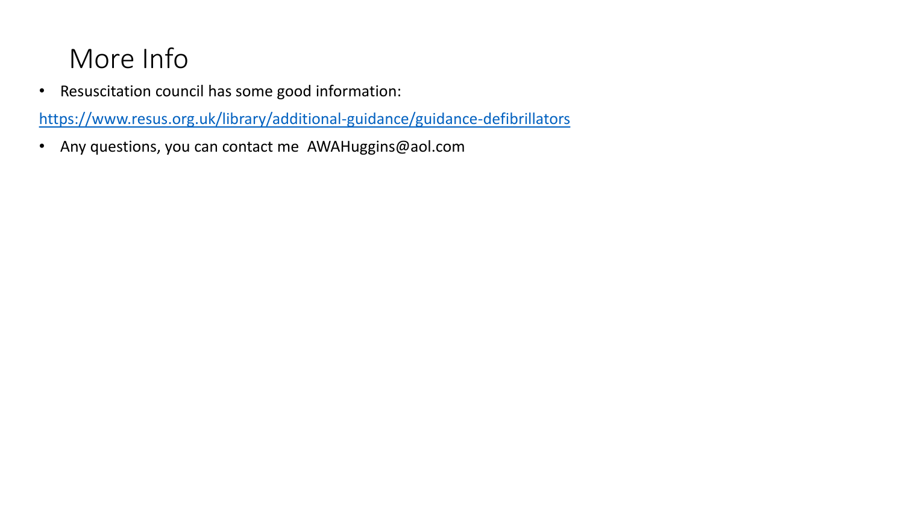# More Info

- Resuscitation council has some good information:

https://www.resus.org.uk/library/additional-guidance/guidance-defibrillators

- Any questions, you can contact me AWAHuggins@aol.com